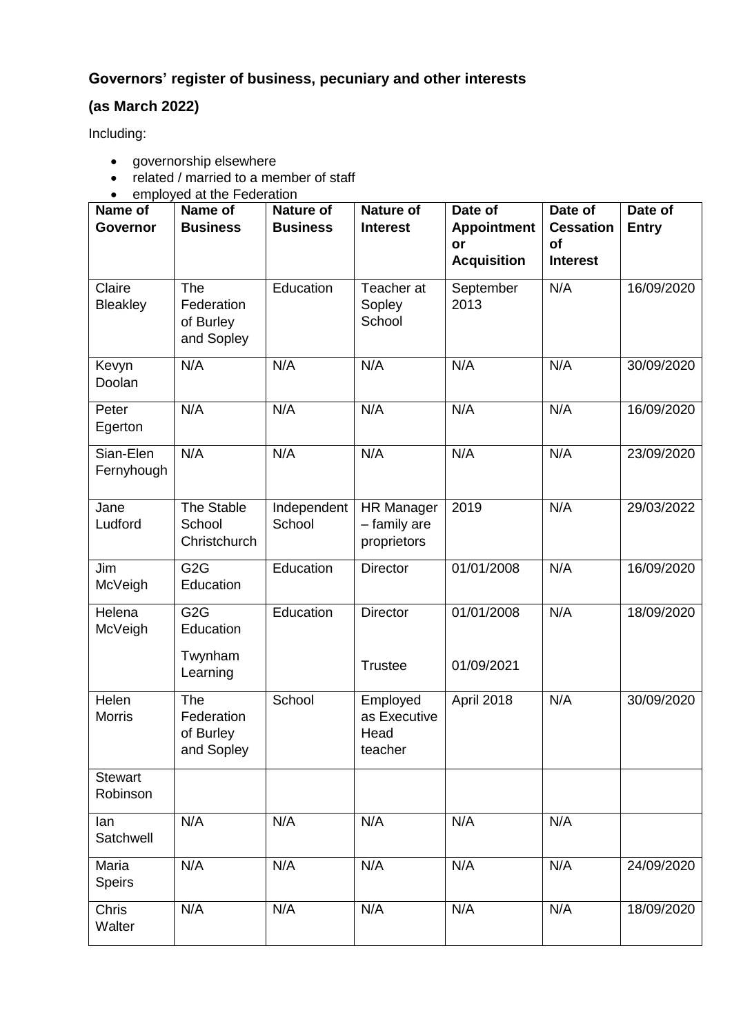**Governors' register of business, pecuniary and other interests**

**(as March 2022)**

Including:

- governorship elsewhere
- related / married to a member of staff
- employed at the Federation

| Name of Governor | Name of Business | Nature of Business | Nature of Interest | Date of Appointment or Acquisition | Date of Cessation of Interest | Date of Entry |
|---|---|---|---|---|---|---|
| Claire Bleakley | The Federation of Burley and Sopley | Education | Teacher at Sopley School | September 2013 | N/A | 16/09/2020 |
| Kevyn Doolan | N/A | N/A | N/A | N/A | N/A | 30/09/2020 |
| Peter Egerton | N/A | N/A | N/A | N/A | N/A | 16/09/2020 |
| Sian-Elen Fernyhough | N/A | N/A | N/A | N/A | N/A | 23/09/2020 |
| Jane Ludford | The Stable School Christchurch | Independent School | HR Manager – family are proprietors | 2019 | N/A | 29/03/2022 |
| Jim McVeigh | G2G Education | Education | Director | 01/01/2008 | N/A | 16/09/2020 |
| Helena McVeigh | G2G Education<br>Twynham Learning | Education | Director<br>Trustee | 01/01/2008<br>01/09/2021 | N/A | 18/09/2020 |
| Helen Morris | The Federation of Burley and Sopley | School | Employed as Executive Head teacher | April 2018 | N/A | 30/09/2020 |
| Stewart Robinson | | | | | | |
| Ian Satchwell | N/A | N/A | N/A | N/A | N/A | |
| Maria Speirs | N/A | N/A | N/A | N/A | N/A | 24/09/2020 |
| Chris Walter | N/A | N/A | N/A | N/A | N/A | 18/09/2020 |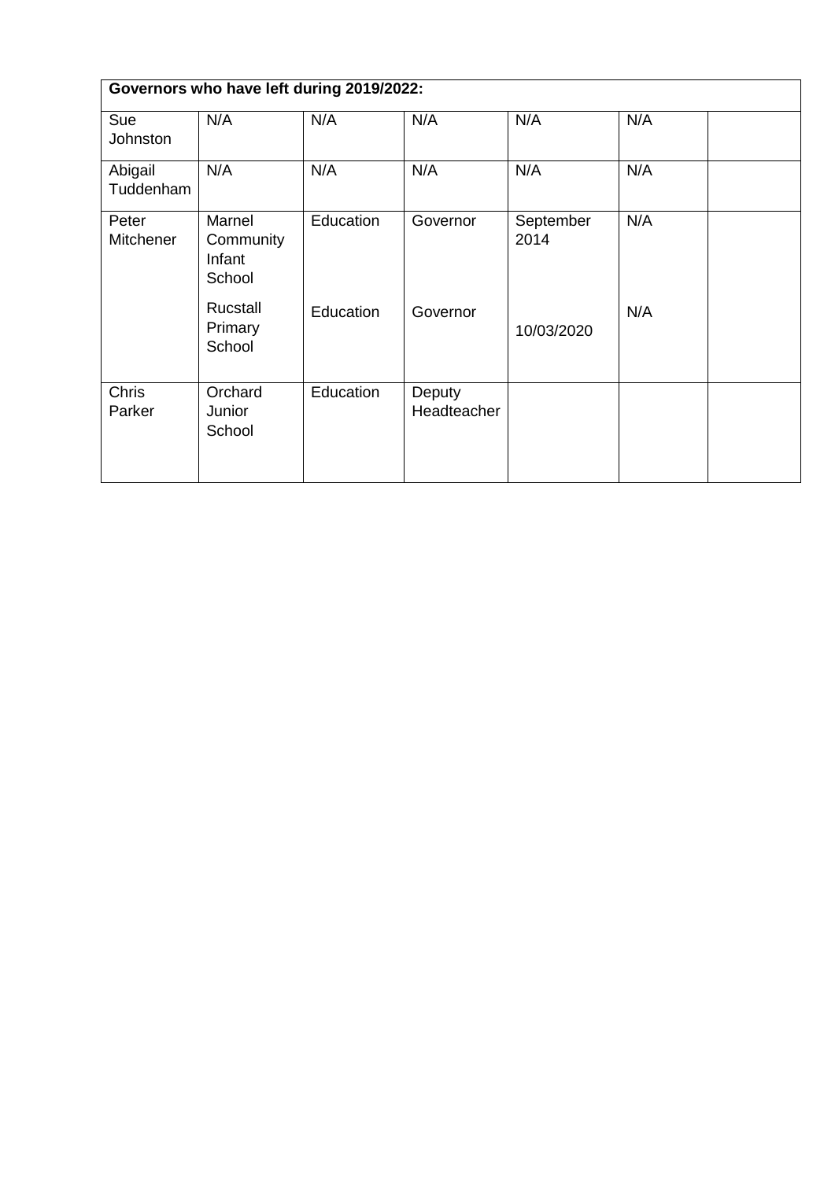| Governors who have left during 2019/2022: | | | | | | |
|---|---|---|---|---|---|---|
| Sue Johnston | N/A | N/A | N/A | N/A | N/A | |
| Abigail Tuddenham | N/A | N/A | N/A | N/A | N/A | |
| Peter Mitchener | Marnel Community Infant School | Education | Governor | September 2014 | N/A | |
| | Rucstall Primary School | Education | Governor | 10/03/2020 | N/A | |
| Chris Parker | Orchard Junior School | Education | Deputy Headteacher | | | |